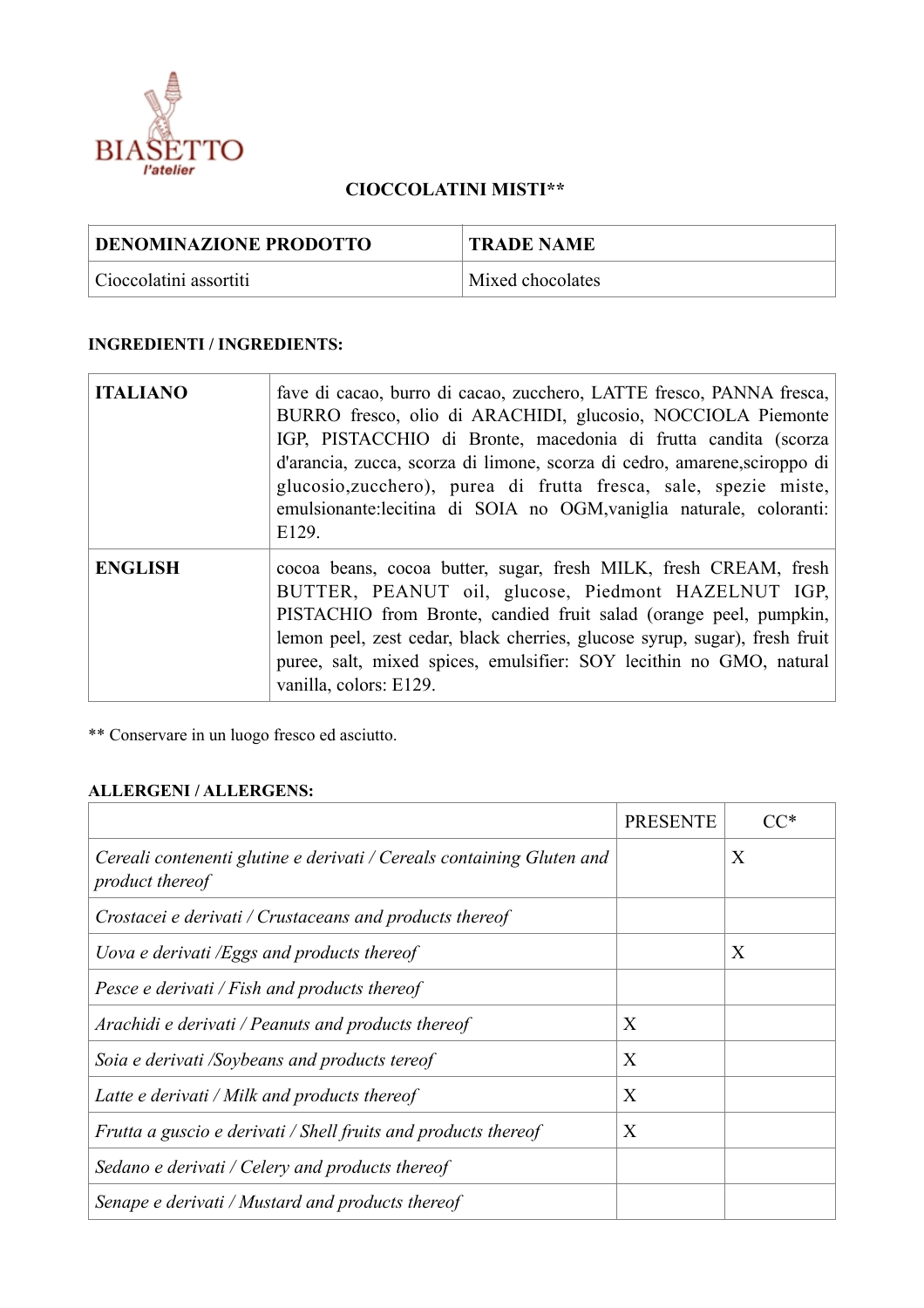BIASETTO
l'atelier

# CIOCCOLATINI MISTI**

| DENOMINAZIONE PRODOTTO | TRADE NAME |
|---|---|
| Cioccolatini assortiti | Mixed chocolates |

**INGREDIENTI / INGREDIENTS:**

| ITALIANO | fave di cacao, burro di cacao, zucchero, LATTE fresco, PANNA fresca, BURRO fresco, olio di ARACHIDI, glucosio, NOCCIOLA Piemonte IGP, PISTACCHIO di Bronte, macedonia di frutta candita (scorza d'arancia, zucca, scorza di limone, scorza di cedro, amarene,sciroppo di glucosio,zucchero), purea di frutta fresca, sale, spezie miste, emulsionante:lecitina di SOIA no OGM,vaniglia naturale, coloranti: E129. |
|---|---|
| **ENGLISH** | cocoa beans, cocoa butter, sugar, fresh MILK, fresh CREAM, fresh BUTTER, PEANUT oil, glucose, Piedmont HAZELNUT IGP, PISTACHIO from Bronte, candied fruit salad (orange peel, pumpkin, lemon peel, zest cedar, black cherries, glucose syrup, sugar), fresh fruit puree, salt, mixed spices, emulsifier: SOY lecithin no GMO, natural vanilla, colors: E129. |

** Conservare in un luogo fresco ed asciutto.

**ALLERGENI / ALLERGENS:**

| | PRESENTE | CC* |
|---|---|---|
| *Cereali contenenti glutine e derivati / Cereals containing Gluten and product thereof* | | X |
| *Crostacei e derivati / Crustaceans and products thereof* | | |
| *Uova e derivati /Eggs and products thereof* | | X |
| *Pesce e derivati / Fish and products thereof* | | |
| *Arachidi e derivati / Peanuts and products thereof* | X | |
| *Soia e derivati /Soybeans and products tereof* | X | |
| *Latte e derivati / Milk and products thereof* | X | |
| *Frutta a guscio e derivati / Shell fruits and products thereof* | X | |
| *Sedano e derivati / Celery and products thereof* | | |
| *Senape e derivati / Mustard and products thereof* | | |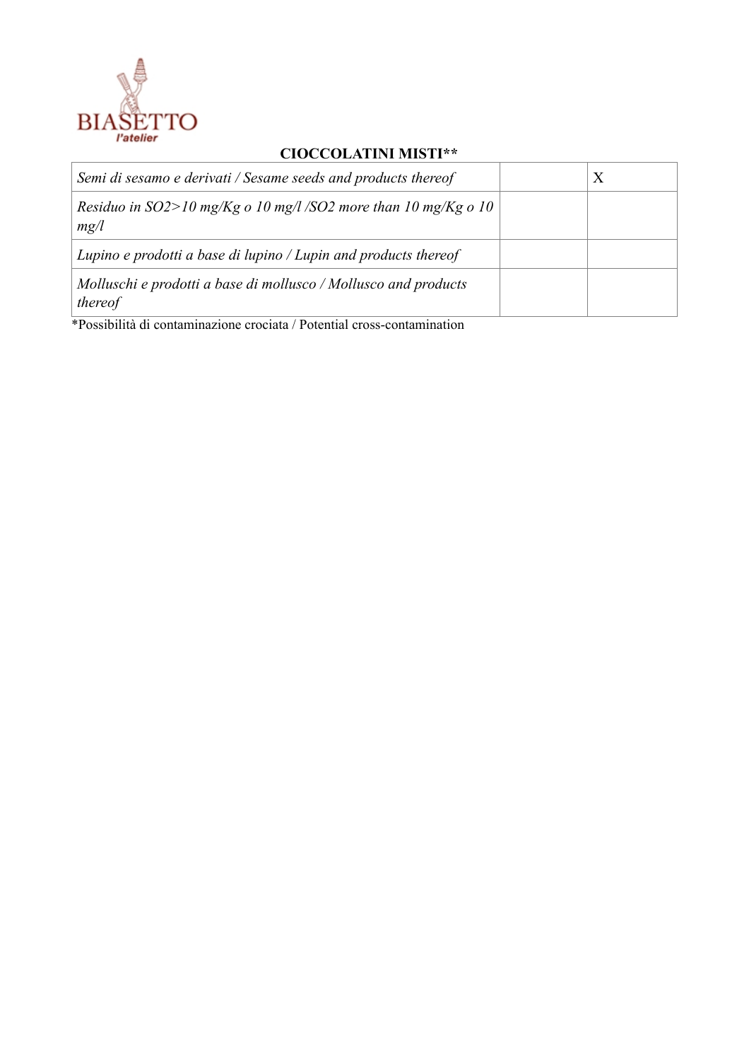BIASETTO
l'atelier

**CIOCCOLATINI MISTI****

| | | |
|---|---|---|
| *Semi di sesamo e derivati / Sesame seeds and products thereof* | | X |
| *Residuo in SO2>10 mg/Kg o 10 mg/l /SO2 more than 10 mg/Kg o 10 mg/l* | | |
| *Lupino e prodotti a base di lupino / Lupin and products thereof* | | |
| *Molluschi e prodotti a base di mollusco / Mollusco and products thereof* | | |

*Possibilità di contaminazione crociata / Potential cross-contamination